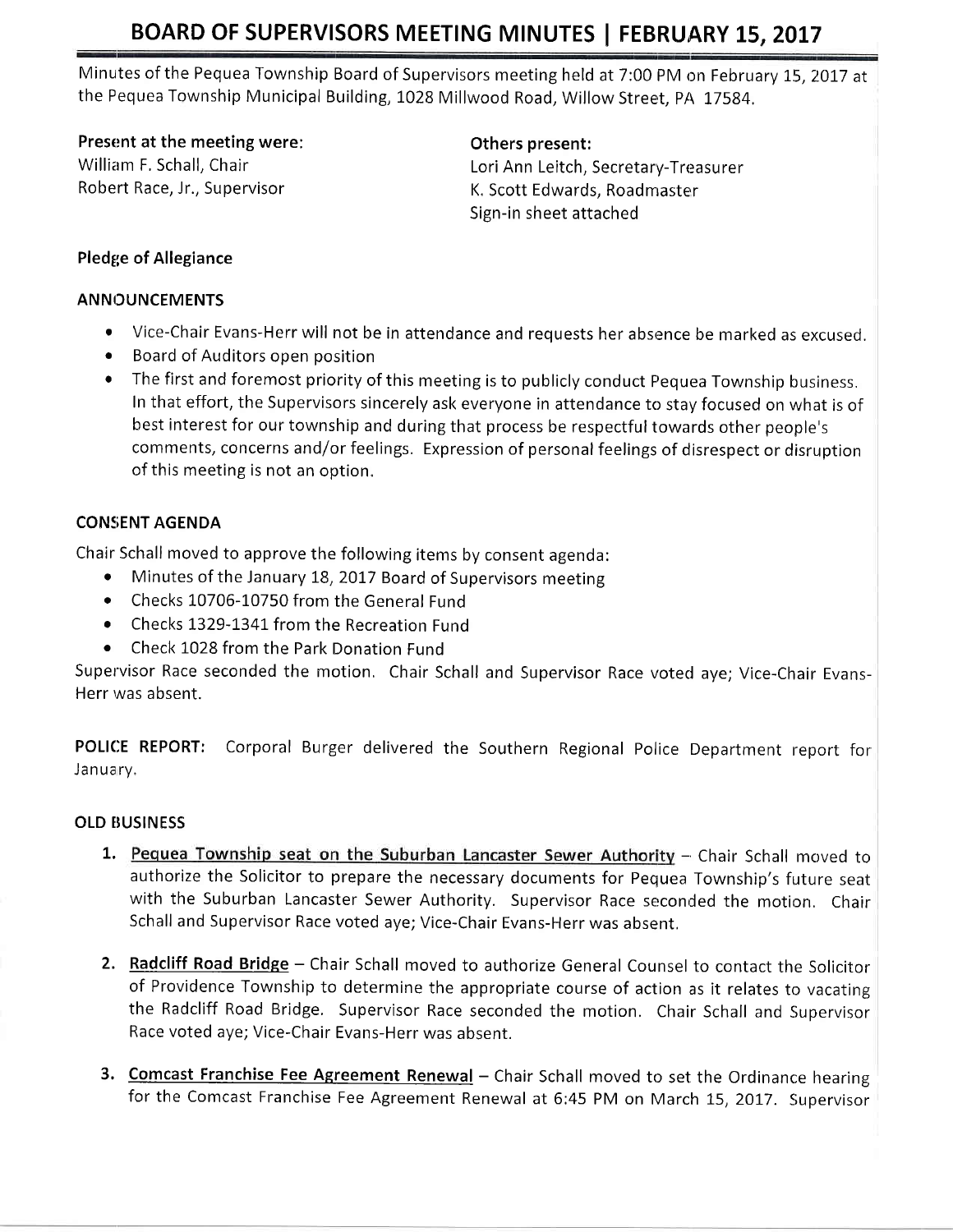# BOARD OF SUPERVISORS MEETING MINUTES | FEBRUARY 15, 2017

Minutes of the Pequea Township Board of Supervisors meeting held at 7:00 PM on February 15, 2017 at the Pequea Township Municipal Building, 1028 Millwood Road, Willow Street, PA 17584.

**Present at the meeting were:**
William F. Schall, Chair
Robert Race, Jr., Supervisor

**Others present:**
Lori Ann Leitch, Secretary-Treasurer
K. Scott Edwards, Roadmaster
Sign-in sheet attached

**Pledge of Allegiance**

**ANNOUNCEMENTS**

- Vice-Chair Evans-Herr will not be in attendance and requests her absence be marked as excused.
- Board of Auditors open position
- The first and foremost priority of this meeting is to publicly conduct Pequea Township business. In that effort, the Supervisors sincerely ask everyone in attendance to stay focused on what is of best interest for our township and during that process be respectful towards other people's comments, concerns and/or feelings. Expression of personal feelings of disrespect or disruption of this meeting is not an option.

**CONSENT AGENDA**

Chair Schall moved to approve the following items by consent agenda:

- Minutes of the January 18, 2017 Board of Supervisors meeting
- Checks 10706-10750 from the General Fund
- Checks 1329-1341 from the Recreation Fund
- Check 1028 from the Park Donation Fund

Supervisor Race seconded the motion. Chair Schall and Supervisor Race voted aye; Vice-Chair Evans-Herr was absent.

**POLICE REPORT:** Corporal Burger delivered the Southern Regional Police Department report for January.

**OLD BUSINESS**

1. **Pequea Township seat on the Suburban Lancaster Sewer Authority** – Chair Schall moved to authorize the Solicitor to prepare the necessary documents for Pequea Township's future seat with the Suburban Lancaster Sewer Authority. Supervisor Race seconded the motion. Chair Schall and Supervisor Race voted aye; Vice-Chair Evans-Herr was absent.

2. **Radcliff Road Bridge** – Chair Schall moved to authorize General Counsel to contact the Solicitor of Providence Township to determine the appropriate course of action as it relates to vacating the Radcliff Road Bridge. Supervisor Race seconded the motion. Chair Schall and Supervisor Race voted aye; Vice-Chair Evans-Herr was absent.

3. **Comcast Franchise Fee Agreement Renewal** – Chair Schall moved to set the Ordinance hearing for the Comcast Franchise Fee Agreement Renewal at 6:45 PM on March 15, 2017. Supervisor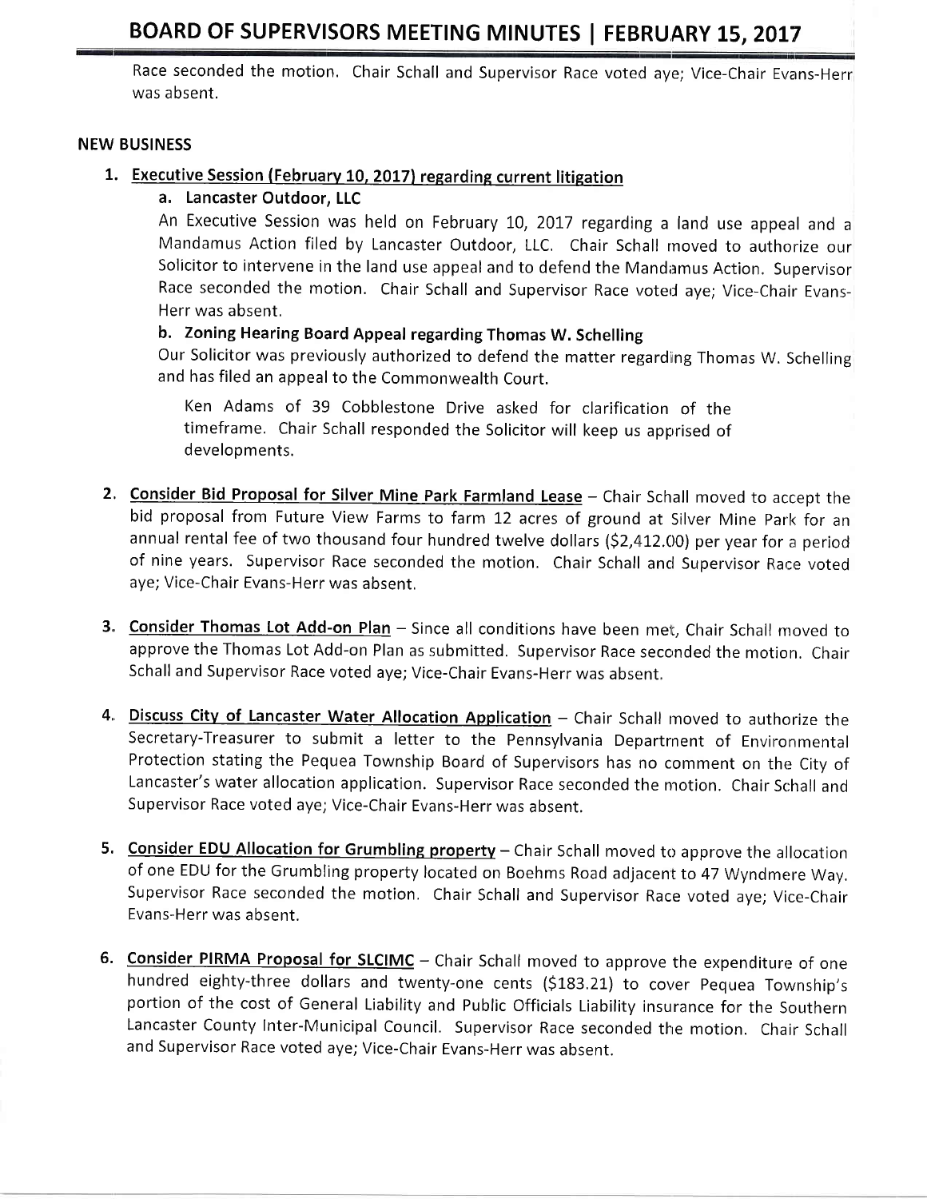Race seconded the motion. Chair Schall and Supervisor Race voted aye; Vice-Chair Evans-Herr was absent.

## NEW BUSINESS

1. **Executive Session (February 10, 2017) regarding current litigation**

   **a. Lancaster Outdoor, LLC**

   An Executive Session was held on February 10, 2017 regarding a land use appeal and a Mandamus Action filed by Lancaster Outdoor, LLC. Chair Schall moved to authorize our Solicitor to intervene in the land use appeal and to defend the Mandamus Action. Supervisor Race seconded the motion. Chair Schall and Supervisor Race voted aye; Vice-Chair Evans-Herr was absent.

   **b. Zoning Hearing Board Appeal regarding Thomas W. Schelling**

   Our Solicitor was previously authorized to defend the matter regarding Thomas W. Schelling and has filed an appeal to the Commonwealth Court.

   > Ken Adams of 39 Cobblestone Drive asked for clarification of the timeframe. Chair Schall responded the Solicitor will keep us apprised of developments.

2. **Consider Bid Proposal for Silver Mine Park Farmland Lease** – Chair Schall moved to accept the bid proposal from Future View Farms to farm 12 acres of ground at Silver Mine Park for an annual rental fee of two thousand four hundred twelve dollars ($2,412.00) per year for a period of nine years. Supervisor Race seconded the motion. Chair Schall and Supervisor Race voted aye; Vice-Chair Evans-Herr was absent.

3. **Consider Thomas Lot Add-on Plan** – Since all conditions have been met, Chair Schall moved to approve the Thomas Lot Add-on Plan as submitted. Supervisor Race seconded the motion. Chair Schall and Supervisor Race voted aye; Vice-Chair Evans-Herr was absent.

4. **Discuss City of Lancaster Water Allocation Application** – Chair Schall moved to authorize the Secretary-Treasurer to submit a letter to the Pennsylvania Department of Environmental Protection stating the Pequea Township Board of Supervisors has no comment on the City of Lancaster's water allocation application. Supervisor Race seconded the motion. Chair Schall and Supervisor Race voted aye; Vice-Chair Evans-Herr was absent.

5. **Consider EDU Allocation for Grumbling property** – Chair Schall moved to approve the allocation of one EDU for the Grumbling property located on Boehms Road adjacent to 47 Wyndmere Way. Supervisor Race seconded the motion. Chair Schall and Supervisor Race voted aye; Vice-Chair Evans-Herr was absent.

6. **Consider PIRMA Proposal for SLCIMC** – Chair Schall moved to approve the expenditure of one hundred eighty-three dollars and twenty-one cents ($183.21) to cover Pequea Township's portion of the cost of General Liability and Public Officials Liability insurance for the Southern Lancaster County Inter-Municipal Council. Supervisor Race seconded the motion. Chair Schall and Supervisor Race voted aye; Vice-Chair Evans-Herr was absent.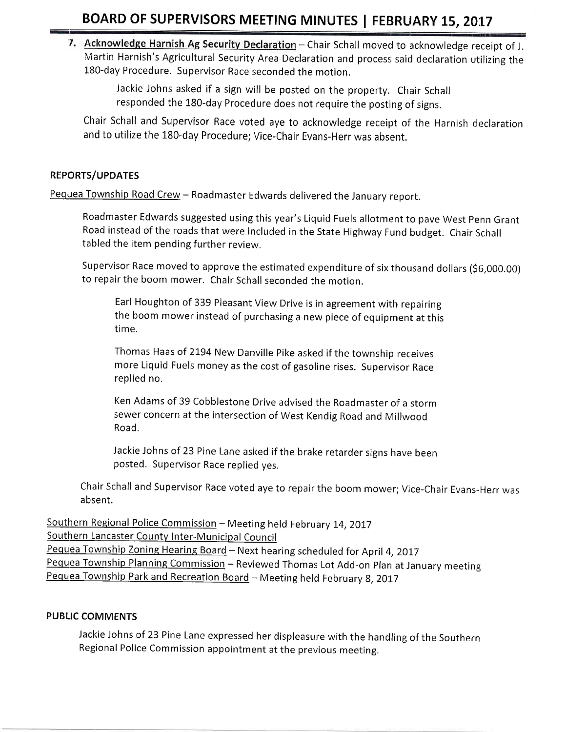7. **Acknowledge Harnish Ag Security Declaration** – Chair Schall moved to acknowledge receipt of J. Martin Harnish's Agricultural Security Area Declaration and process said declaration utilizing the 180-day Procedure. Supervisor Race seconded the motion.

   Jackie Johns asked if a sign will be posted on the property. Chair Schall responded the 180-day Procedure does not require the posting of signs.

   Chair Schall and Supervisor Race voted aye to acknowledge receipt of the Harnish declaration and to utilize the 180-day Procedure; Vice-Chair Evans-Herr was absent.

## REPORTS/UPDATES

Pequea Township Road Crew – Roadmaster Edwards delivered the January report.

Roadmaster Edwards suggested using this year's Liquid Fuels allotment to pave West Penn Grant Road instead of the roads that were included in the State Highway Fund budget. Chair Schall tabled the item pending further review.

Supervisor Race moved to approve the estimated expenditure of six thousand dollars ($6,000.00) to repair the boom mower. Chair Schall seconded the motion.

> Earl Houghton of 339 Pleasant View Drive is in agreement with repairing the boom mower instead of purchasing a new piece of equipment at this time.
>
> Thomas Haas of 2194 New Danville Pike asked if the township receives more Liquid Fuels money as the cost of gasoline rises. Supervisor Race replied no.
>
> Ken Adams of 39 Cobblestone Drive advised the Roadmaster of a storm sewer concern at the intersection of West Kendig Road and Millwood Road.
>
> Jackie Johns of 23 Pine Lane asked if the brake retarder signs have been posted. Supervisor Race replied yes.

Chair Schall and Supervisor Race voted aye to repair the boom mower; Vice-Chair Evans-Herr was absent.

Southern Regional Police Commission – Meeting held February 14, 2017
Southern Lancaster County Inter-Municipal Council
Pequea Township Zoning Hearing Board – Next hearing scheduled for April 4, 2017
Pequea Township Planning Commission – Reviewed Thomas Lot Add-on Plan at January meeting
Pequea Township Park and Recreation Board – Meeting held February 8, 2017

## PUBLIC COMMENTS

Jackie Johns of 23 Pine Lane expressed her displeasure with the handling of the Southern Regional Police Commission appointment at the previous meeting.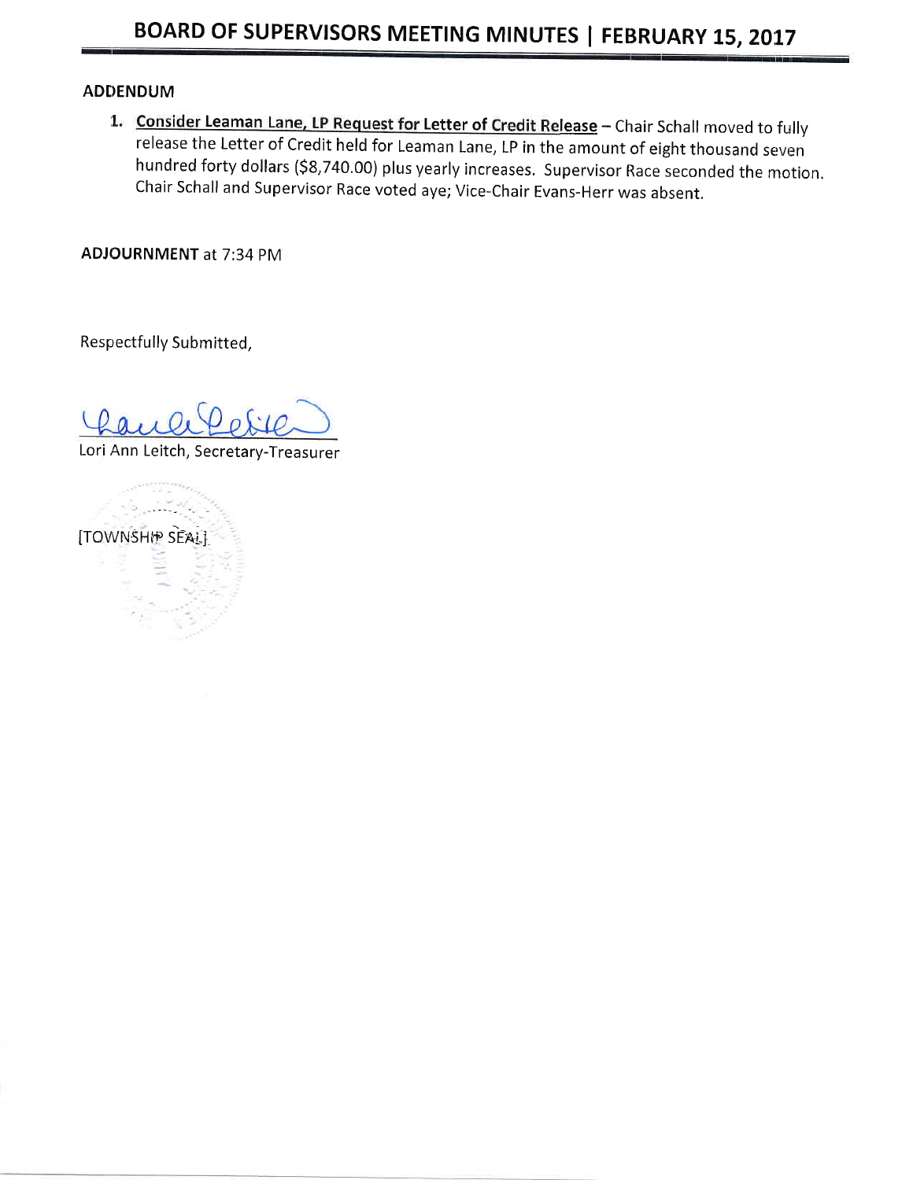# BOARD OF SUPERVISORS MEETING MINUTES | FEBRUARY 15, 2017

## ADDENDUM

1. **Consider Leaman Lane, LP Request for Letter of Credit Release** – Chair Schall moved to fully release the Letter of Credit held for Leaman Lane, LP in the amount of eight thousand seven hundred forty dollars ($8,740.00) plus yearly increases. Supervisor Race seconded the motion. Chair Schall and Supervisor Race voted aye; Vice-Chair Evans-Herr was absent.

**ADJOURNMENT** at 7:34 PM

Respectfully Submitted,

Lori Ann Leitch, Secretary-Treasurer

[TOWNSHIP SEAL]